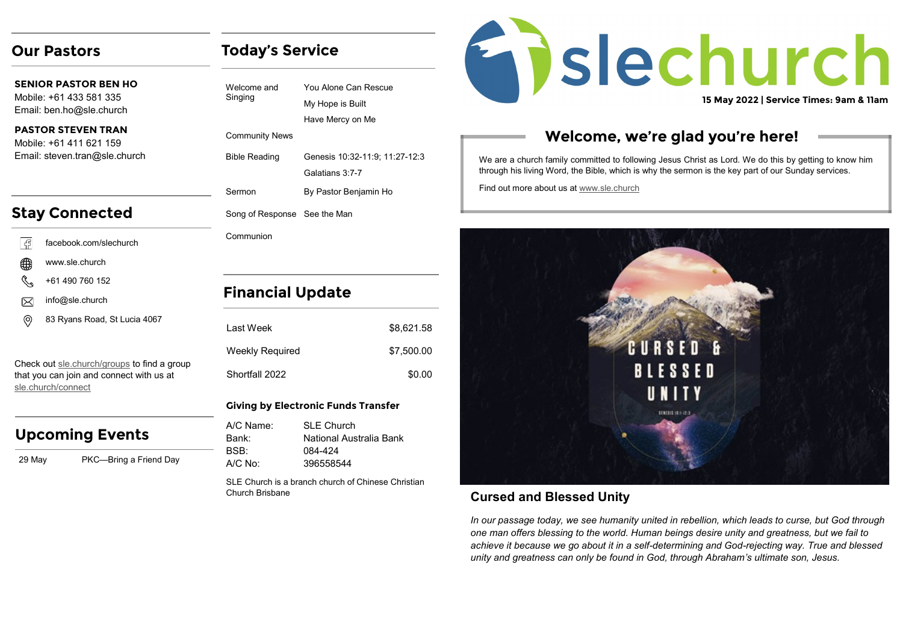## Our Pastors

**SENIOR PASTOR BEN HO**
Mobile: +61 433 581 335
Email: ben.ho@sle.church

**PASTOR STEVEN TRAN**
Mobile: +61 411 621 159
Email: steven.tran@sle.church

## Stay Connected

- facebook.com/slechurch
- www.sle.church
- +61 490 760 152
- info@sle.church
- 83 Ryans Road, St Lucia 4067

Check out sle.church/groups to find a group that you can join and connect with us at sle.church/connect

## Upcoming Events

| | |
|---|---|
| 29 May | PKC—Bring a Friend Day |

## Today's Service

| | |
|---|---|
| Welcome and Singing | You Alone Can Rescue<br>My Hope is Built<br>Have Mercy on Me |
| Community News | |
| Bible Reading | Genesis 10:32-11:9; 11:27-12:3<br>Galatians 3:7-7 |
| Sermon | By Pastor Benjamin Ho |
| Song of Response | See the Man |
| Communion | |

## Financial Update

| | |
|---|---|
| Last Week | $8,621.58 |
| Weekly Required | $7,500.00 |
| Shortfall 2022 | $0.00 |

### Giving by Electronic Funds Transfer

A/C Name: SLE Church
Bank: National Australia Bank
BSB: 084-424
A/C No: 396558544

SLE Church is a branch church of Chinese Christian Church Brisbane

# slechurch

**15 May 2022 | Service Times: 9am & 11am**

## Welcome, we're glad you're here!

We are a church family committed to following Jesus Christ as Lord. We do this by getting to know him through his living Word, the Bible, which is why the sermon is the key part of our Sunday services.

Find out more about us at www.sle.church

CURSED & BLESSED UNITY

GENESIS 10:1-12:3

### Cursed and Blessed Unity

*In our passage today, we see humanity united in rebellion, which leads to curse, but God through one man offers blessing to the world. Human beings desire unity and greatness, but we fail to achieve it because we go about it in a self-determining and God-rejecting way. True and blessed unity and greatness can only be found in God, through Abraham's ultimate son, Jesus.*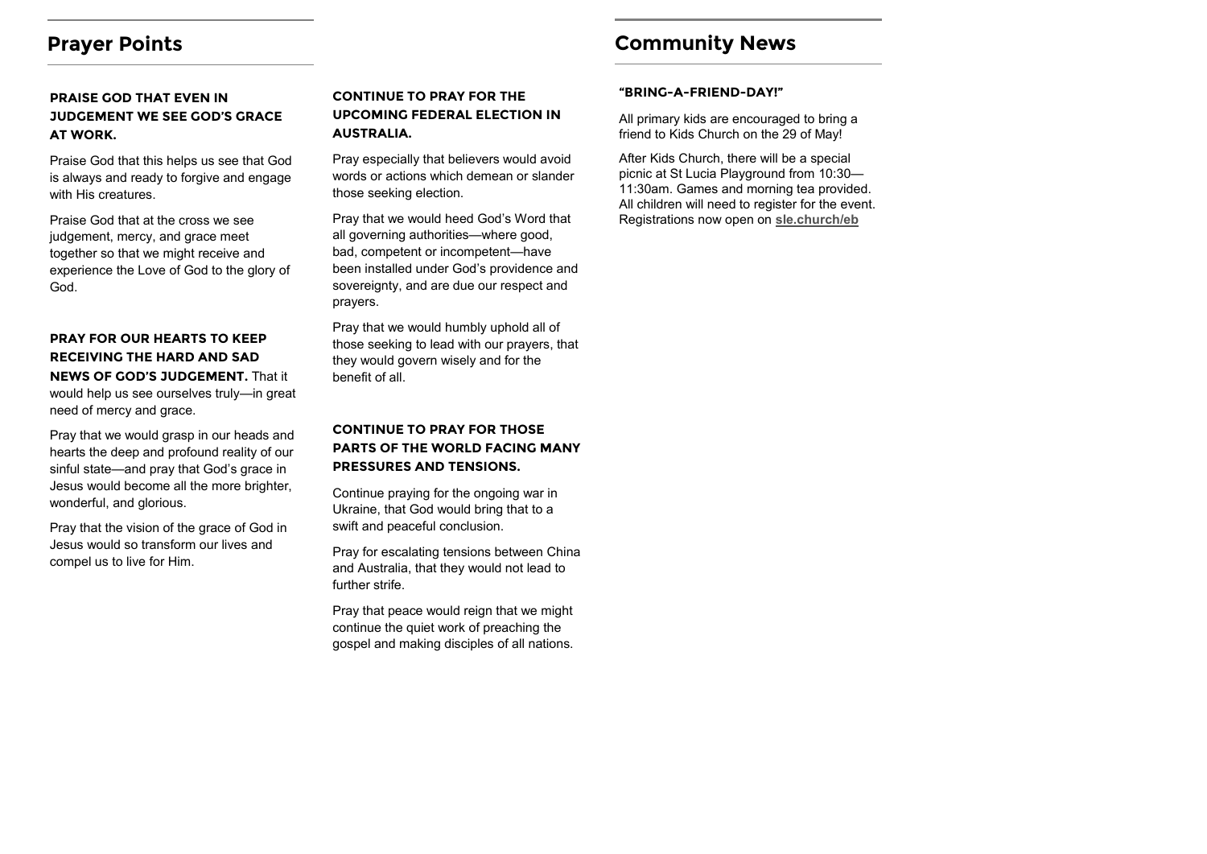## Prayer Points

### PRAISE GOD THAT EVEN IN JUDGEMENT WE SEE GOD'S GRACE AT WORK.

Praise God that this helps us see that God is always and ready to forgive and engage with His creatures.

Praise God that at the cross we see judgement, mercy, and grace meet together so that we might receive and experience the Love of God to the glory of God.

### PRAY FOR OUR HEARTS TO KEEP RECEIVING THE HARD AND SAD NEWS OF GOD'S JUDGEMENT.

That it would help us see ourselves truly—in great need of mercy and grace.

Pray that we would grasp in our heads and hearts the deep and profound reality of our sinful state—and pray that God's grace in Jesus would become all the more brighter, wonderful, and glorious.

Pray that the vision of the grace of God in Jesus would so transform our lives and compel us to live for Him.

### CONTINUE TO PRAY FOR THE UPCOMING FEDERAL ELECTION IN AUSTRALIA.

Pray especially that believers would avoid words or actions which demean or slander those seeking election.

Pray that we would heed God's Word that all governing authorities—where good, bad, competent or incompetent—have been installed under God's providence and sovereignty, and are due our respect and prayers.

Pray that we would humbly uphold all of those seeking to lead with our prayers, that they would govern wisely and for the benefit of all.

### CONTINUE TO PRAY FOR THOSE PARTS OF THE WORLD FACING MANY PRESSURES AND TENSIONS.

Continue praying for the ongoing war in Ukraine, that God would bring that to a swift and peaceful conclusion.

Pray for escalating tensions between China and Australia, that they would not lead to further strife.

Pray that peace would reign that we might continue the quiet work of preaching the gospel and making disciples of all nations.

## Community News

### "BRING-A-FRIEND-DAY!"

All primary kids are encouraged to bring a friend to Kids Church on the 29 of May!

After Kids Church, there will be a special picnic at St Lucia Playground from 10:30—11:30am. Games and morning tea provided. All children will need to register for the event. Registrations now open on **sle.church/eb**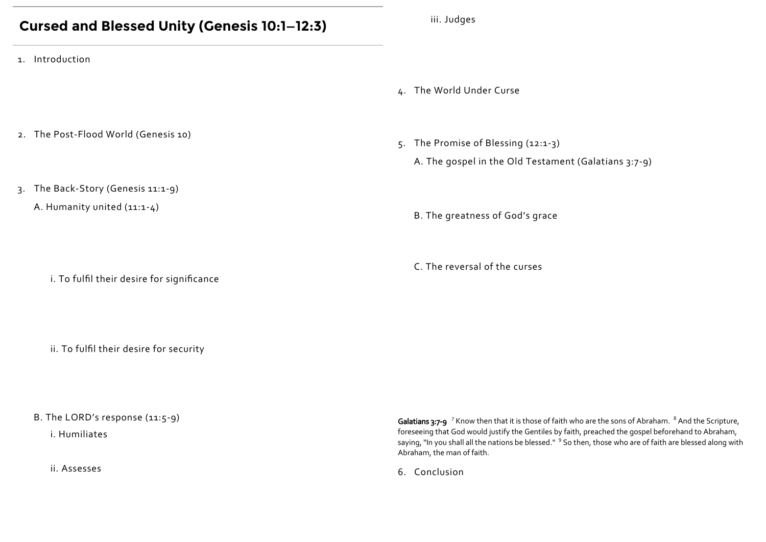# Cursed and Blessed Unity (Genesis 10:1–12:3)

1. Introduction

2. The Post-Flood World (Genesis 10)

3. The Back-Story (Genesis 11:1-9)

   A. Humanity united (11:1-4)

      i. To fulfil their desire for significance

      ii. To fulfil their desire for security

   B. The LORD's response (11:5-9)

      i. Humiliates

      ii. Assesses

      iii. Judges

4. The World Under Curse

5. The Promise of Blessing (12:1-3)

   A. The gospel in the Old Testament (Galatians 3:7-9)

   B. The greatness of God's grace

   C. The reversal of the curses

**Galatians 3:7-9** [7] Know then that it is those of faith who are the sons of Abraham. [8] And the Scripture, foreseeing that God would justify the Gentiles by faith, preached the gospel beforehand to Abraham, saying, "In you shall all the nations be blessed." [9] So then, those who are of faith are blessed along with Abraham, the man of faith.

6. Conclusion